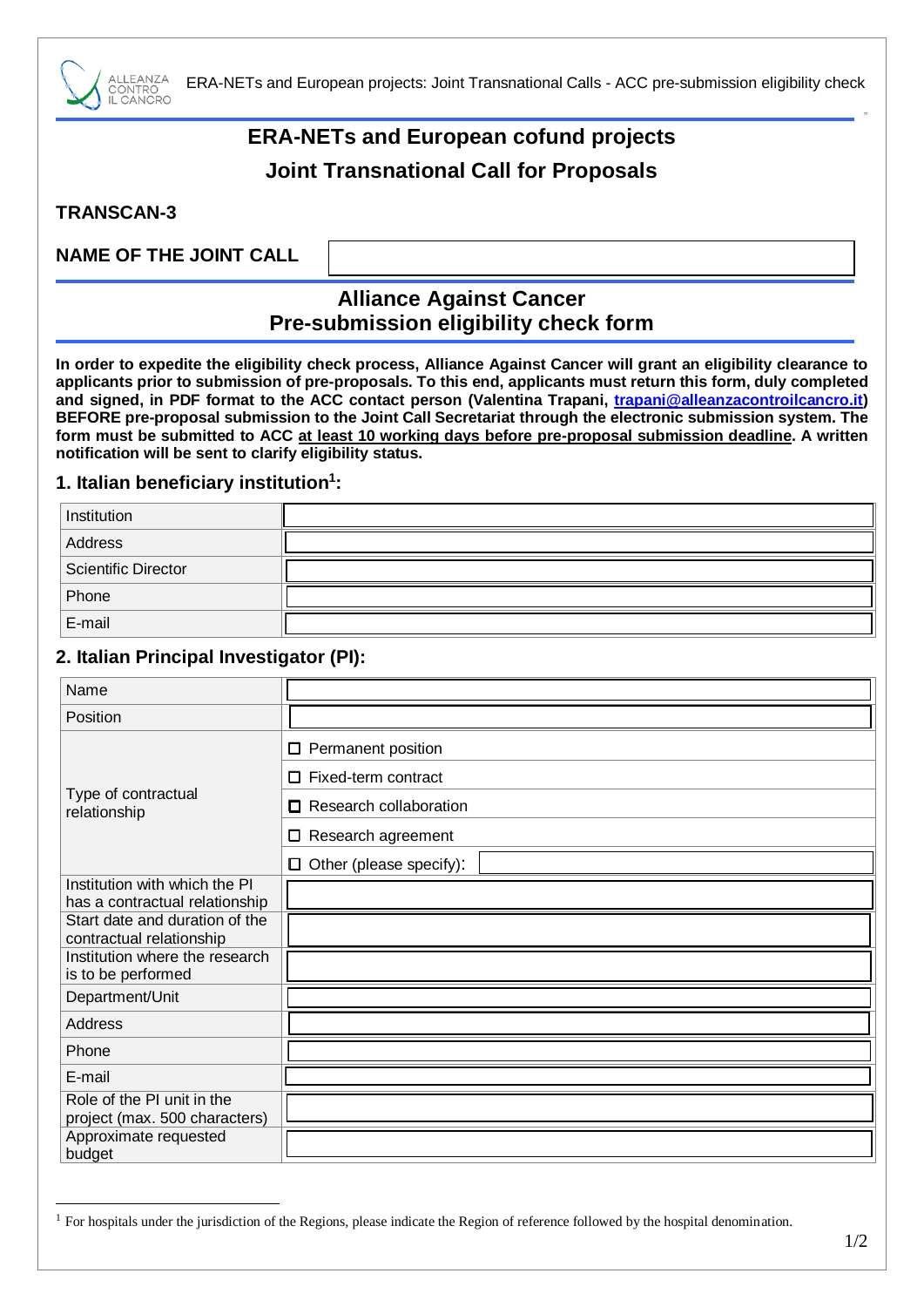# ERA-NETs and European cofund projects

# Joint Transnational Call for Proposals

**TRANSCAN-3**

**NAME OF THE JOINT CALL**

## Alliance Against Cancer
## Pre-submission eligibility check form

**In order to expedite the eligibility check process, Alliance Against Cancer will grant an eligibility clearance to applicants prior to submission of pre-proposals. To this end, applicants must return this form, duly completed and signed, in PDF format to the ACC contact person (Valentina Trapani, [trapani@alleanzacontroilcancro.it](mailto:trapani@alleanzacontroilcancro.it)) BEFORE pre-proposal submission to the Joint Call Secretariat through the electronic submission system. The form must be submitted to ACC at least 10 working days before pre-proposal submission deadline. A written notification will be sent to clarify eligibility status.**

### 1. Italian beneficiary institution[1]:

| | |
|---|---|
| Institution | |
| Address | |
| Scientific Director | |
| Phone | |
| E-mail | |

### 2. Italian Principal Investigator (PI):

| | |
|---|---|
| Name | |
| Position | |
| Type of contractual relationship | ☐ Permanent position |
| | ☐ Fixed-term contract |
| | ☐ Research collaboration |
| | ☐ Research agreement |
| | ☐ Other (please specify): |
| Institution with which the PI has a contractual relationship | |
| Start date and duration of the contractual relationship | |
| Institution where the research is to be performed | |
| Department/Unit | |
| Address | |
| Phone | |
| E-mail | |
| Role of the PI unit in the project (max. 500 characters) | |
| Approximate requested budget | |

[1] For hospitals under the jurisdiction of the Regions, please indicate the Region of reference followed by the hospital denomination.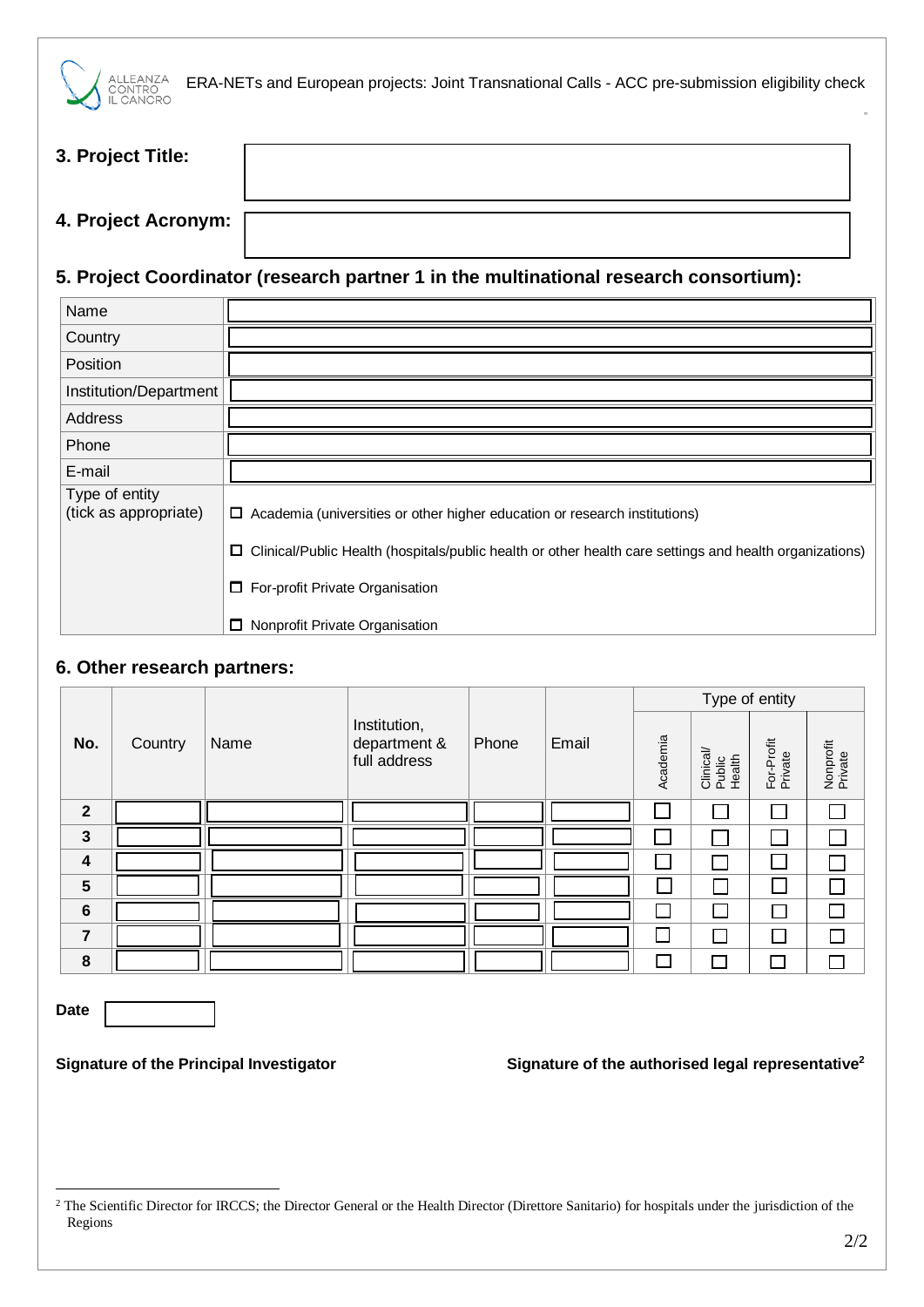### 3. Project Title:

### 4. Project Acronym:

### 5. Project Coordinator (research partner 1 in the multinational research consortium):

| | |
|---|---|
| Name | |
| Country | |
| Position | |
| Institution/Department | |
| Address | |
| Phone | |
| E-mail | |
| Type of entity (tick as appropriate) | ☐ Academia (universities or other higher education or research institutions)<br>☐ Clinical/Public Health (hospitals/public health or other health care settings and health organizations)<br>☐ For-profit Private Organisation<br>☐ Nonprofit Private Organisation |

### 6. Other research partners:

| No. | Country | Name | Institution, department & full address | Phone | Email | Type of entity | | | |
|---|---|---|---|---|---|---|---|---|---|
| | | | | | | Academia | Clinical/ Public Health | For-Profit Private | Nonprofit Private |
| 2 | | | | | | ☐ | ☐ | ☐ | ☐ |
| 3 | | | | | | ☐ | ☐ | ☐ | ☐ |
| 4 | | | | | | ☐ | ☐ | ☐ | ☐ |
| 5 | | | | | | ☐ | ☐ | ☐ | ☐ |
| 6 | | | | | | ☐ | ☐ | ☐ | ☐ |
| 7 | | | | | | ☐ | ☐ | ☐ | ☐ |
| 8 | | | | | | ☐ | ☐ | ☐ | ☐ |

**Date**

**Signature of the Principal Investigator**

**Signature of the authorised legal representative**[2]

[2] The Scientific Director for IRCCS; the Director General or the Health Director (Direttore Sanitario) for hospitals under the jurisdiction of the Regions